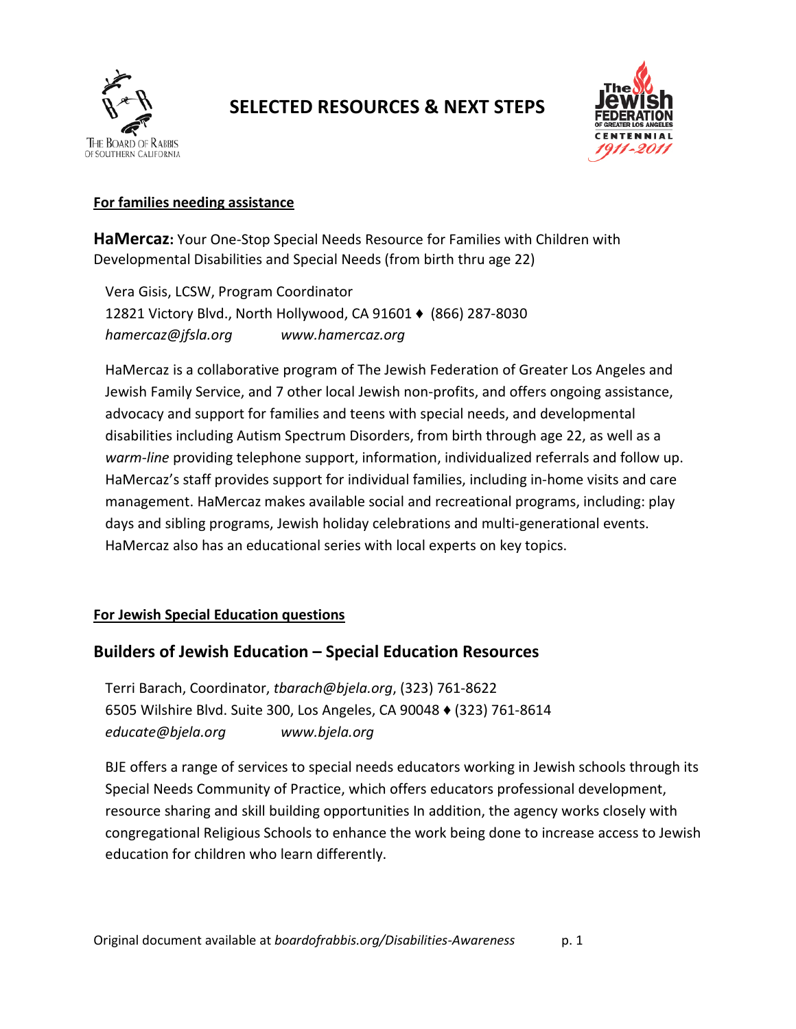# SELECTED RESOURCES & NEXT STEPS

**For families needing assistance**

**HaMercaz:** Your One-Stop Special Needs Resource for Families with Children with Developmental Disabilities and Special Needs (from birth thru age 22)

Vera Gisis, LCSW, Program Coordinator
12821 Victory Blvd., North Hollywood, CA 91601 ♦ (866) 287-8030
*hamercaz@jfsla.org* *www.hamercaz.org*

HaMercaz is a collaborative program of The Jewish Federation of Greater Los Angeles and Jewish Family Service, and 7 other local Jewish non-profits, and offers ongoing assistance, advocacy and support for families and teens with special needs, and developmental disabilities including Autism Spectrum Disorders, from birth through age 22, as well as a *warm-line* providing telephone support, information, individualized referrals and follow up. HaMercaz's staff provides support for individual families, including in-home visits and care management. HaMercaz makes available social and recreational programs, including: play days and sibling programs, Jewish holiday celebrations and multi-generational events. HaMercaz also has an educational series with local experts on key topics.

**For Jewish Special Education questions**

## Builders of Jewish Education – Special Education Resources

Terri Barach, Coordinator, *tbarach@bjela.org*, (323) 761-8622
6505 Wilshire Blvd. Suite 300, Los Angeles, CA 90048 ♦ (323) 761-8614
*educate@bjela.org* *www.bjela.org*

BJE offers a range of services to special needs educators working in Jewish schools through its Special Needs Community of Practice, which offers educators professional development, resource sharing and skill building opportunities In addition, the agency works closely with congregational Religious Schools to enhance the work being done to increase access to Jewish education for children who learn differently.

Original document available at *boardofrabbis.org/Disabilities-Awareness*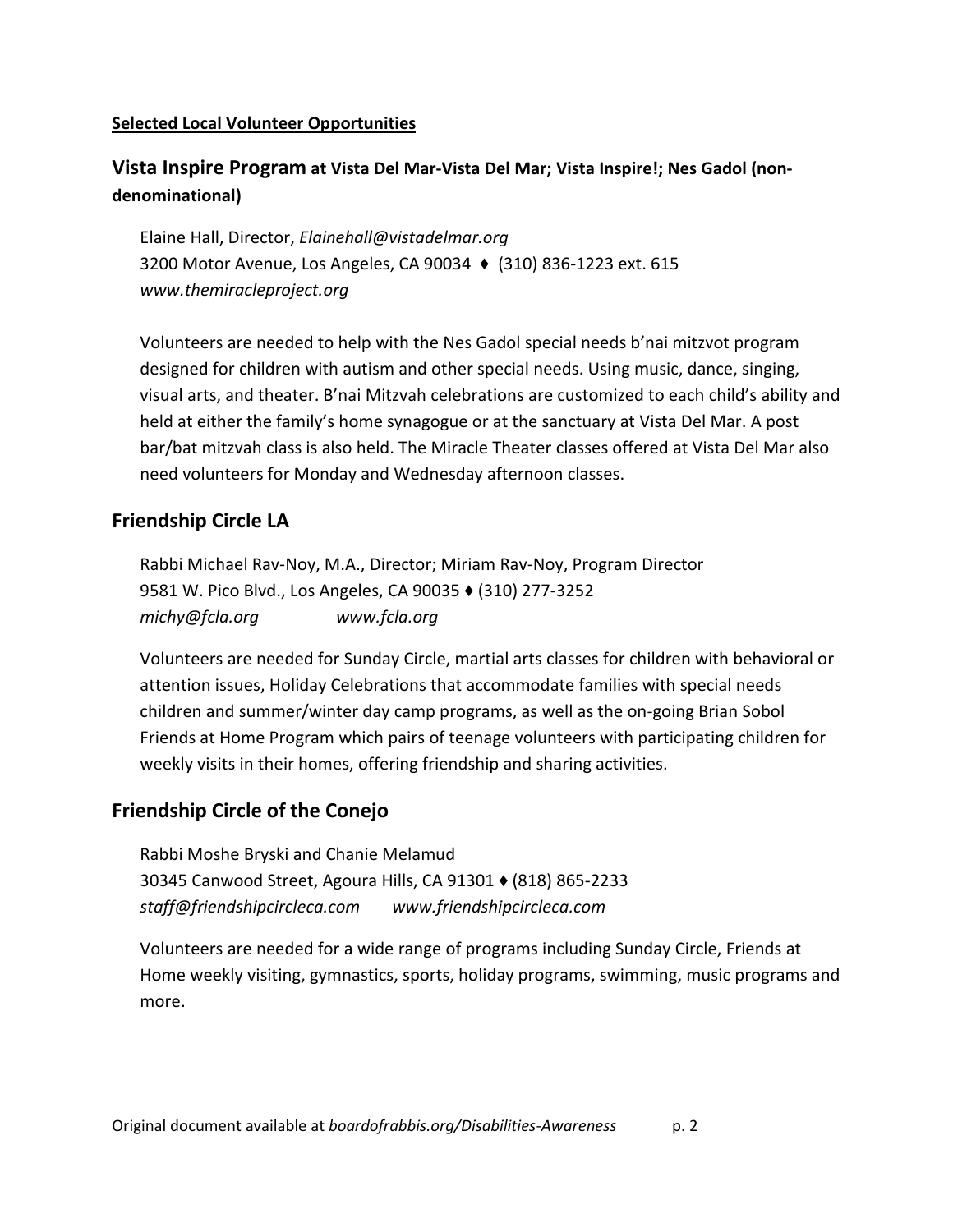**Selected Local Volunteer Opportunities**

## Vista Inspire Program at Vista Del Mar-Vista Del Mar; Vista Inspire!; Nes Gadol (non-denominational)

Elaine Hall, Director, *Elainehall@vistadelmar.org*
3200 Motor Avenue, Los Angeles, CA 90034 ♦ (310) 836-1223 ext. 615
*www.themiracleproject.org*

Volunteers are needed to help with the Nes Gadol special needs b'nai mitzvot program designed for children with autism and other special needs. Using music, dance, singing, visual arts, and theater. B'nai Mitzvah celebrations are customized to each child's ability and held at either the family's home synagogue or at the sanctuary at Vista Del Mar. A post bar/bat mitzvah class is also held. The Miracle Theater classes offered at Vista Del Mar also need volunteers for Monday and Wednesday afternoon classes.

## Friendship Circle LA

Rabbi Michael Rav-Noy, M.A., Director; Miriam Rav-Noy, Program Director
9581 W. Pico Blvd., Los Angeles, CA 90035 ♦ (310) 277-3252
*michy@fcla.org* *www.fcla.org*

Volunteers are needed for Sunday Circle, martial arts classes for children with behavioral or attention issues, Holiday Celebrations that accommodate families with special needs children and summer/winter day camp programs, as well as the on-going Brian Sobol Friends at Home Program which pairs of teenage volunteers with participating children for weekly visits in their homes, offering friendship and sharing activities.

## Friendship Circle of the Conejo

Rabbi Moshe Bryski and Chanie Melamud
30345 Canwood Street, Agoura Hills, CA 91301 ♦ (818) 865-2233
*staff@friendshipcircleca.com* *www.friendshipcircleca.com*

Volunteers are needed for a wide range of programs including Sunday Circle, Friends at Home weekly visiting, gymnastics, sports, holiday programs, swimming, music programs and more.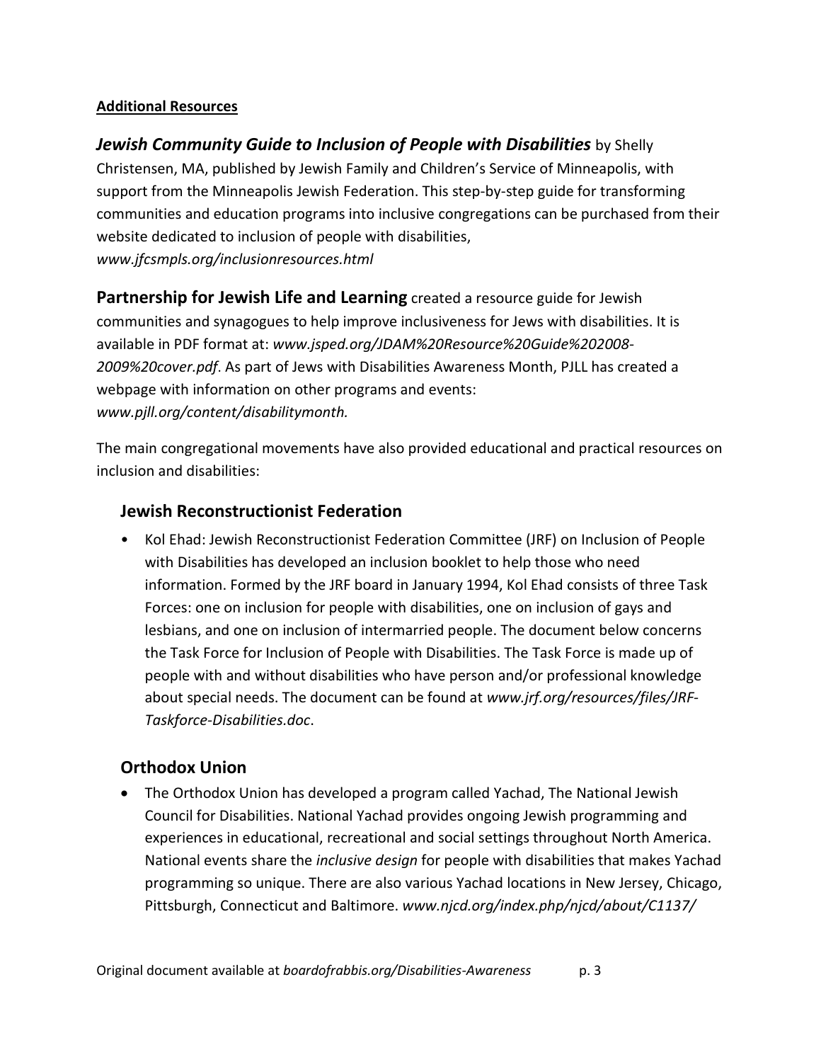**Additional Resources**

***Jewish Community Guide to Inclusion of People with Disabilities*** by Shelly Christensen, MA, published by Jewish Family and Children's Service of Minneapolis, with support from the Minneapolis Jewish Federation. This step-by-step guide for transforming communities and education programs into inclusive congregations can be purchased from their website dedicated to inclusion of people with disabilities, *www.jfcsmpls.org/inclusionresources.html*

**Partnership for Jewish Life and Learning** created a resource guide for Jewish communities and synagogues to help improve inclusiveness for Jews with disabilities. It is available in PDF format at: *www.jsped.org/JDAM%20Resource%20Guide%202008-2009%20cover.pdf*. As part of Jews with Disabilities Awareness Month, PJLL has created a webpage with information on other programs and events: *www.pjll.org/content/disabilitymonth.*

The main congregational movements have also provided educational and practical resources on inclusion and disabilities:

## Jewish Reconstructionist Federation

- Kol Ehad: Jewish Reconstructionist Federation Committee (JRF) on Inclusion of People with Disabilities has developed an inclusion booklet to help those who need information. Formed by the JRF board in January 1994, Kol Ehad consists of three Task Forces: one on inclusion for people with disabilities, one on inclusion of gays and lesbians, and one on inclusion of intermarried people. The document below concerns the Task Force for Inclusion of People with Disabilities. The Task Force is made up of people with and without disabilities who have person and/or professional knowledge about special needs. The document can be found at *www.jrf.org/resources/files/JRF-Taskforce-Disabilities.doc*.

## Orthodox Union

- The Orthodox Union has developed a program called Yachad, The National Jewish Council for Disabilities. National Yachad provides ongoing Jewish programming and experiences in educational, recreational and social settings throughout North America. National events share the *inclusive design* for people with disabilities that makes Yachad programming so unique. There are also various Yachad locations in New Jersey, Chicago, Pittsburgh, Connecticut and Baltimore. *www.njcd.org/index.php/njcd/about/C1137/*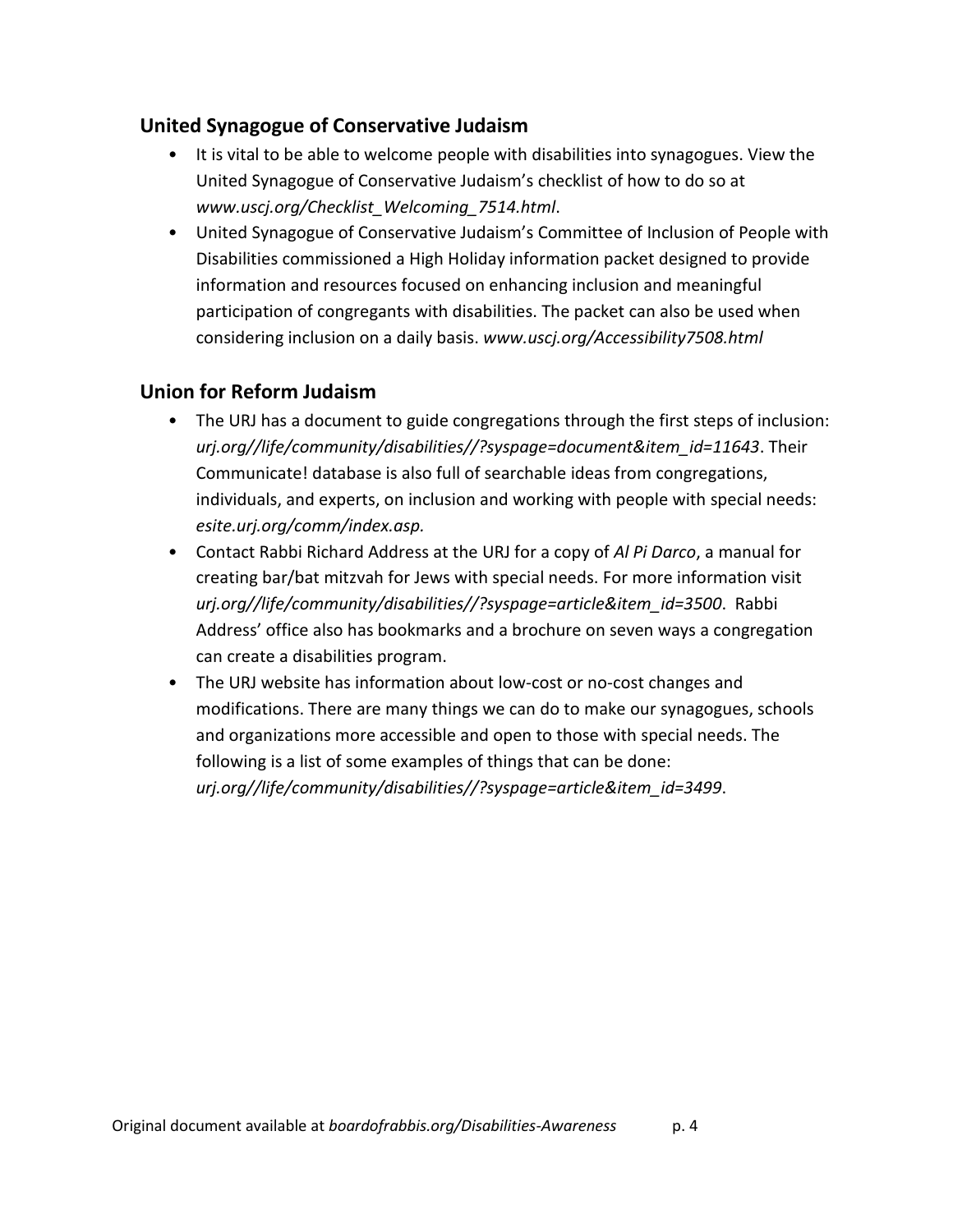## United Synagogue of Conservative Judaism

- It is vital to be able to welcome people with disabilities into synagogues. View the United Synagogue of Conservative Judaism's checklist of how to do so at *www.uscj.org/Checklist_Welcoming_7514.html*.
- United Synagogue of Conservative Judaism's Committee of Inclusion of People with Disabilities commissioned a High Holiday information packet designed to provide information and resources focused on enhancing inclusion and meaningful participation of congregants with disabilities. The packet can also be used when considering inclusion on a daily basis. *www.uscj.org/Accessibility7508.html*

## Union for Reform Judaism

- The URJ has a document to guide congregations through the first steps of inclusion: *urj.org//life/community/disabilities//?syspage=document&item_id=11643*. Their Communicate! database is also full of searchable ideas from congregations, individuals, and experts, on inclusion and working with people with special needs: *esite.urj.org/comm/index.asp.*
- Contact Rabbi Richard Address at the URJ for a copy of *Al Pi Darco*, a manual for creating bar/bat mitzvah for Jews with special needs. For more information visit *urj.org//life/community/disabilities//?syspage=article&item_id=3500*. Rabbi Address' office also has bookmarks and a brochure on seven ways a congregation can create a disabilities program.
- The URJ website has information about low-cost or no-cost changes and modifications. There are many things we can do to make our synagogues, schools and organizations more accessible and open to those with special needs. The following is a list of some examples of things that can be done: *urj.org//life/community/disabilities//?syspage=article&item_id=3499*.